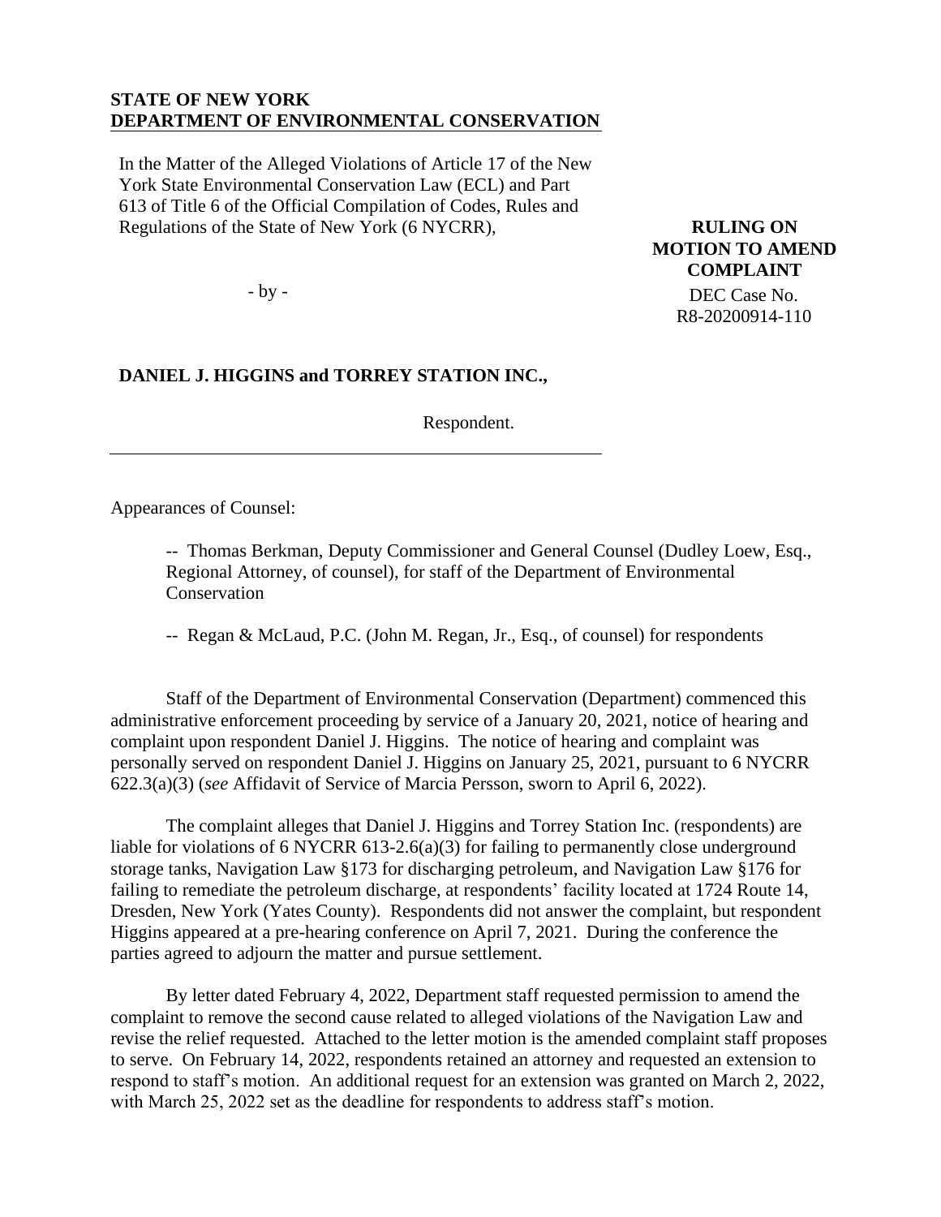**STATE OF NEW YORK**
**DEPARTMENT OF ENVIRONMENTAL CONSERVATION**

In the Matter of the Alleged Violations of Article 17 of the New York State Environmental Conservation Law (ECL) and Part 613 of Title 6 of the Official Compilation of Codes, Rules and Regulations of the State of New York (6 NYCRR),

- by -

**DANIEL J. HIGGINS and TORREY STATION INC.,**

Respondent.

**RULING ON MOTION TO AMEND COMPLAINT**

DEC Case No. R8-20200914-110

Appearances of Counsel:

> -- Thomas Berkman, Deputy Commissioner and General Counsel (Dudley Loew, Esq., Regional Attorney, of counsel), for staff of the Department of Environmental Conservation
>
> -- Regan & McLaud, P.C. (John M. Regan, Jr., Esq., of counsel) for respondents

Staff of the Department of Environmental Conservation (Department) commenced this administrative enforcement proceeding by service of a January 20, 2021, notice of hearing and complaint upon respondent Daniel J. Higgins. The notice of hearing and complaint was personally served on respondent Daniel J. Higgins on January 25, 2021, pursuant to 6 NYCRR 622.3(a)(3) (*see* Affidavit of Service of Marcia Persson, sworn to April 6, 2022).

The complaint alleges that Daniel J. Higgins and Torrey Station Inc. (respondents) are liable for violations of 6 NYCRR 613-2.6(a)(3) for failing to permanently close underground storage tanks, Navigation Law §173 for discharging petroleum, and Navigation Law §176 for failing to remediate the petroleum discharge, at respondents' facility located at 1724 Route 14, Dresden, New York (Yates County). Respondents did not answer the complaint, but respondent Higgins appeared at a pre-hearing conference on April 7, 2021. During the conference the parties agreed to adjourn the matter and pursue settlement.

By letter dated February 4, 2022, Department staff requested permission to amend the complaint to remove the second cause related to alleged violations of the Navigation Law and revise the relief requested. Attached to the letter motion is the amended complaint staff proposes to serve. On February 14, 2022, respondents retained an attorney and requested an extension to respond to staff's motion. An additional request for an extension was granted on March 2, 2022, with March 25, 2022 set as the deadline for respondents to address staff's motion.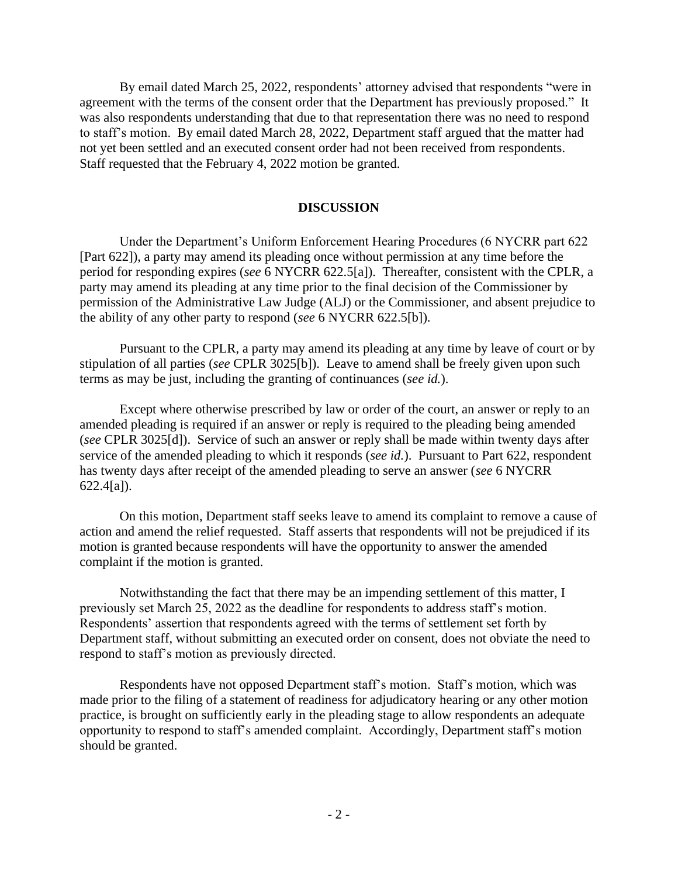By email dated March 25, 2022, respondents' attorney advised that respondents "were in agreement with the terms of the consent order that the Department has previously proposed." It was also respondents understanding that due to that representation there was no need to respond to staff's motion. By email dated March 28, 2022, Department staff argued that the matter had not yet been settled and an executed consent order had not been received from respondents. Staff requested that the February 4, 2022 motion be granted.

## DISCUSSION

Under the Department's Uniform Enforcement Hearing Procedures (6 NYCRR part 622 [Part 622]), a party may amend its pleading once without permission at any time before the period for responding expires (*see* 6 NYCRR 622.5[a]). Thereafter, consistent with the CPLR, a party may amend its pleading at any time prior to the final decision of the Commissioner by permission of the Administrative Law Judge (ALJ) or the Commissioner, and absent prejudice to the ability of any other party to respond (*see* 6 NYCRR 622.5[b]).

Pursuant to the CPLR, a party may amend its pleading at any time by leave of court or by stipulation of all parties (*see* CPLR 3025[b]). Leave to amend shall be freely given upon such terms as may be just, including the granting of continuances (*see id.*).

Except where otherwise prescribed by law or order of the court, an answer or reply to an amended pleading is required if an answer or reply is required to the pleading being amended (*see* CPLR 3025[d]). Service of such an answer or reply shall be made within twenty days after service of the amended pleading to which it responds (*see id.*). Pursuant to Part 622, respondent has twenty days after receipt of the amended pleading to serve an answer (*see* 6 NYCRR 622.4[a]).

On this motion, Department staff seeks leave to amend its complaint to remove a cause of action and amend the relief requested. Staff asserts that respondents will not be prejudiced if its motion is granted because respondents will have the opportunity to answer the amended complaint if the motion is granted.

Notwithstanding the fact that there may be an impending settlement of this matter, I previously set March 25, 2022 as the deadline for respondents to address staff's motion. Respondents' assertion that respondents agreed with the terms of settlement set forth by Department staff, without submitting an executed order on consent, does not obviate the need to respond to staff's motion as previously directed.

Respondents have not opposed Department staff's motion. Staff's motion, which was made prior to the filing of a statement of readiness for adjudicatory hearing or any other motion practice, is brought on sufficiently early in the pleading stage to allow respondents an adequate opportunity to respond to staff's amended complaint. Accordingly, Department staff's motion should be granted.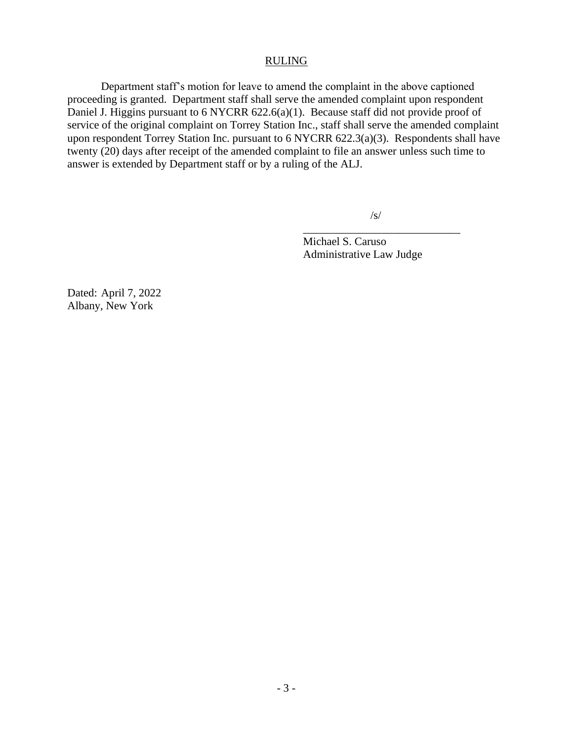## RULING

Department staff's motion for leave to amend the complaint in the above captioned proceeding is granted. Department staff shall serve the amended complaint upon respondent Daniel J. Higgins pursuant to 6 NYCRR 622.6(a)(1). Because staff did not provide proof of service of the original complaint on Torrey Station Inc., staff shall serve the amended complaint upon respondent Torrey Station Inc. pursuant to 6 NYCRR 622.3(a)(3). Respondents shall have twenty (20) days after receipt of the amended complaint to file an answer unless such time to answer is extended by Department staff or by a ruling of the ALJ.

/s/
\_\_\_\_\_\_\_\_\_\_\_\_\_\_\_\_\_\_\_\_\_\_\_\_\_\_\_\_
Michael S. Caruso
Administrative Law Judge

Dated: April 7, 2022
Albany, New York